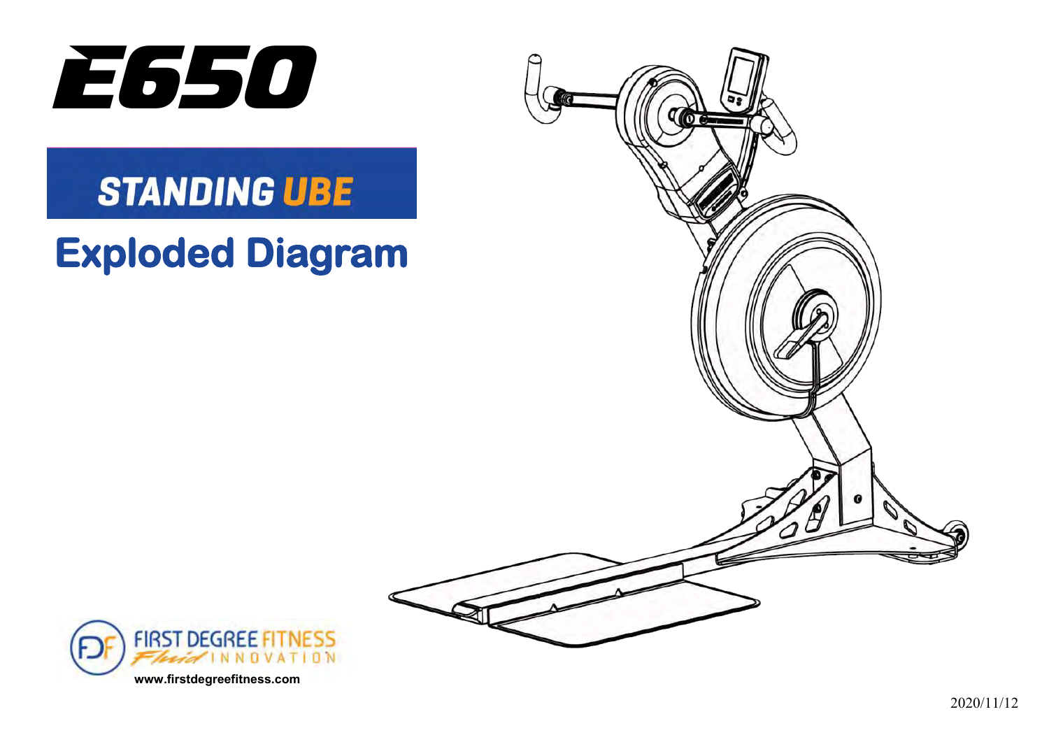# E650

## STANDING UBE

## Exploded Diagram

FIRST DEGREE FITNESS
Fluid INNOVATION
www.firstdegreefitness.com

2020/11/12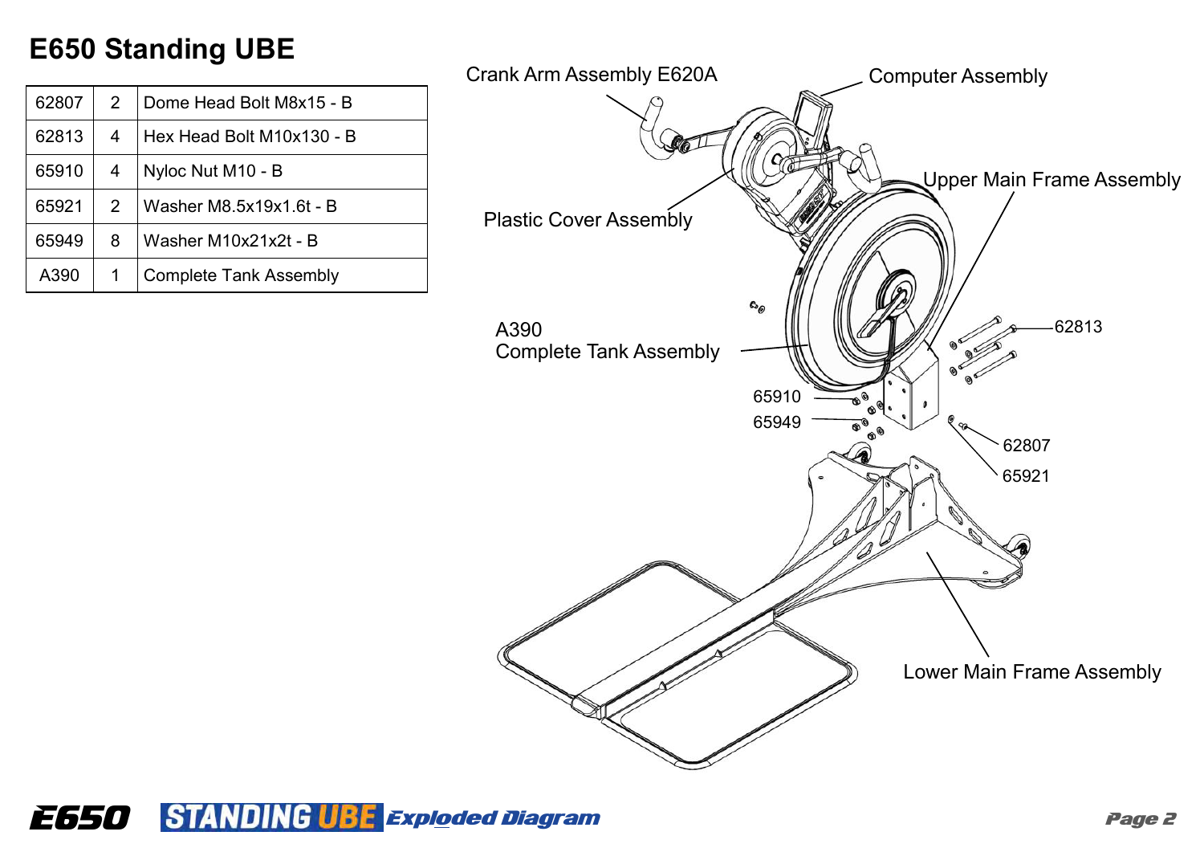# E650 Standing UBE

| | | |
|---|---|---|
| 62807 | 2 | Dome Head Bolt M8x15 - B |
| 62813 | 4 | Hex Head Bolt M10x130 - B |
| 65910 | 4 | Nyloc Nut M10 - B |
| 65921 | 2 | Washer M8.5x19x1.6t - B |
| 65949 | 8 | Washer M10x21x2t - B |
| A390 | 1 | Complete Tank Assembly |

Crank Arm Assembly E620A

Computer Assembly

Upper Main Frame Assembly

Plastic Cover Assembly

A390
Complete Tank Assembly

62813

65910

65949

62807

65921

Lower Main Frame Assembly

E650 STANDING UBE Exploded Diagram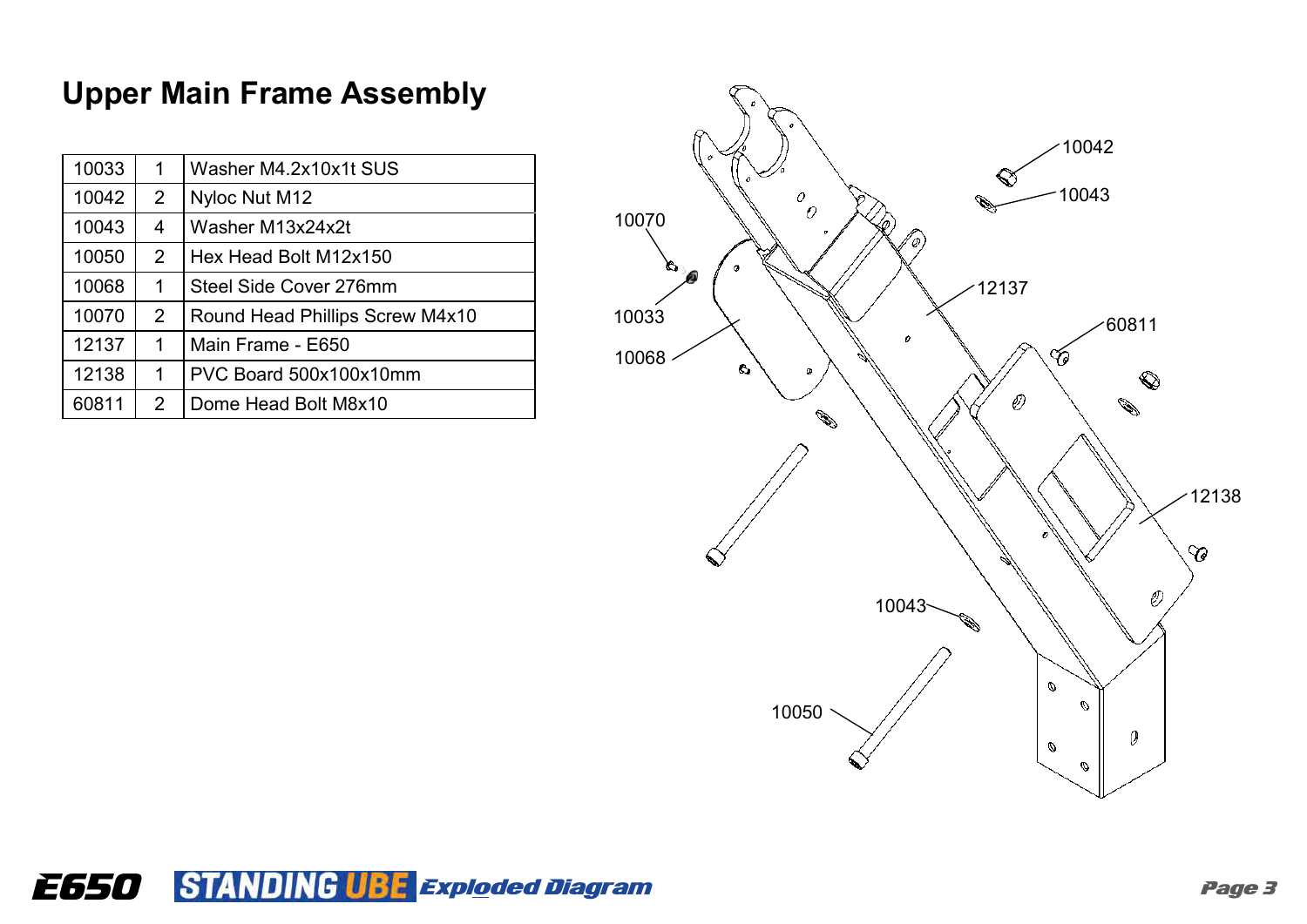# Upper Main Frame Assembly

| | | |
|---|---|---|
| 10033 | 1 | Washer M4.2x10x1t SUS |
| 10042 | 2 | Nyloc Nut M12 |
| 10043 | 4 | Washer M13x24x2t |
| 10050 | 2 | Hex Head Bolt M12x150 |
| 10068 | 1 | Steel Side Cover 276mm |
| 10070 | 2 | Round Head Phillips Screw M4x10 |
| 12137 | 1 | Main Frame - E650 |
| 12138 | 1 | PVC Board 500x100x10mm |
| 60811 | 2 | Dome Head Bolt M8x10 |

10042
10043
10070
12137
10033
60811
10068
12138
10043
10050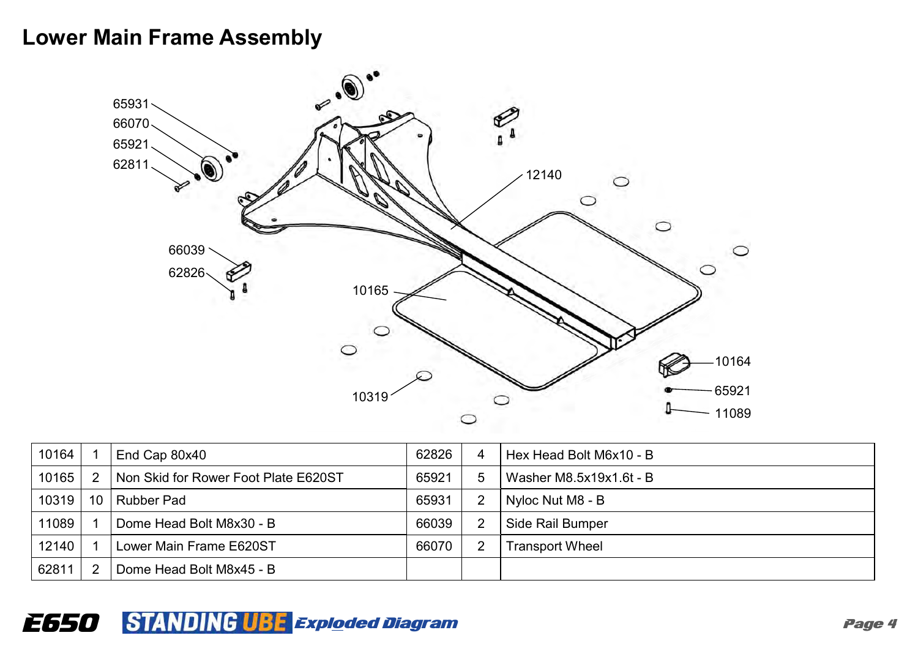# Lower Main Frame Assembly

65931
66070
65921
62811
12140
66039
62826
10165
10164
65921
11089
10319

| | | | | | |
|---|---|---|---|---|---|
| 10164 | 1 | End Cap 80x40 | 62826 | 4 | Hex Head Bolt M6x10 - B |
| 10165 | 2 | Non Skid for Rower Foot Plate E620ST | 65921 | 5 | Washer M8.5x19x1.6t - B |
| 10319 | 10 | Rubber Pad | 65931 | 2 | Nyloc Nut M8 - B |
| 11089 | 1 | Dome Head Bolt M8x30 - B | 66039 | 2 | Side Rail Bumper |
| 12140 | 1 | Lower Main Frame E620ST | 66070 | 2 | Transport Wheel |
| 62811 | 2 | Dome Head Bolt M8x45 - B | | | |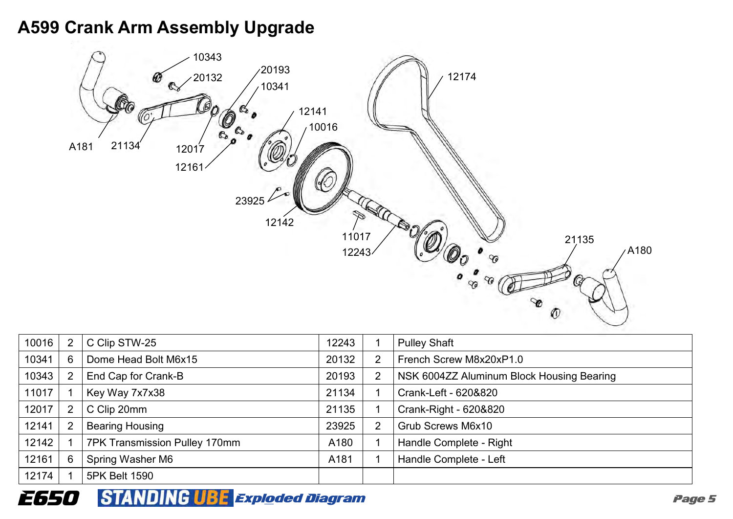# A599 Crank Arm Assembly Upgrade

10343
20132
20193
10341
12174
12141
10016
A181
21134
12017
12161
23925
12142
11017
12243
21135
A180

| | | | | | |
|---|---|---|---|---|---|
| 10016 | 2 | C Clip STW-25 | 12243 | 1 | Pulley Shaft |
| 10341 | 6 | Dome Head Bolt M6x15 | 20132 | 2 | French Screw M8x20xP1.0 |
| 10343 | 2 | End Cap for Crank-B | 20193 | 2 | NSK 6004ZZ Aluminum Block Housing Bearing |
| 11017 | 1 | Key Way 7x7x38 | 21134 | 1 | Crank-Left - 620&820 |
| 12017 | 2 | C Clip 20mm | 21135 | 1 | Crank-Right - 620&820 |
| 12141 | 2 | Bearing Housing | 23925 | 2 | Grub Screws M6x10 |
| 12142 | 1 | 7PK Transmission Pulley 170mm | A180 | 1 | Handle Complete - Right |
| 12161 | 6 | Spring Washer M6 | A181 | 1 | Handle Complete - Left |
| 12174 | 1 | 5PK Belt 1590 | | | |

E650 STANDING UBE Exploded Diagram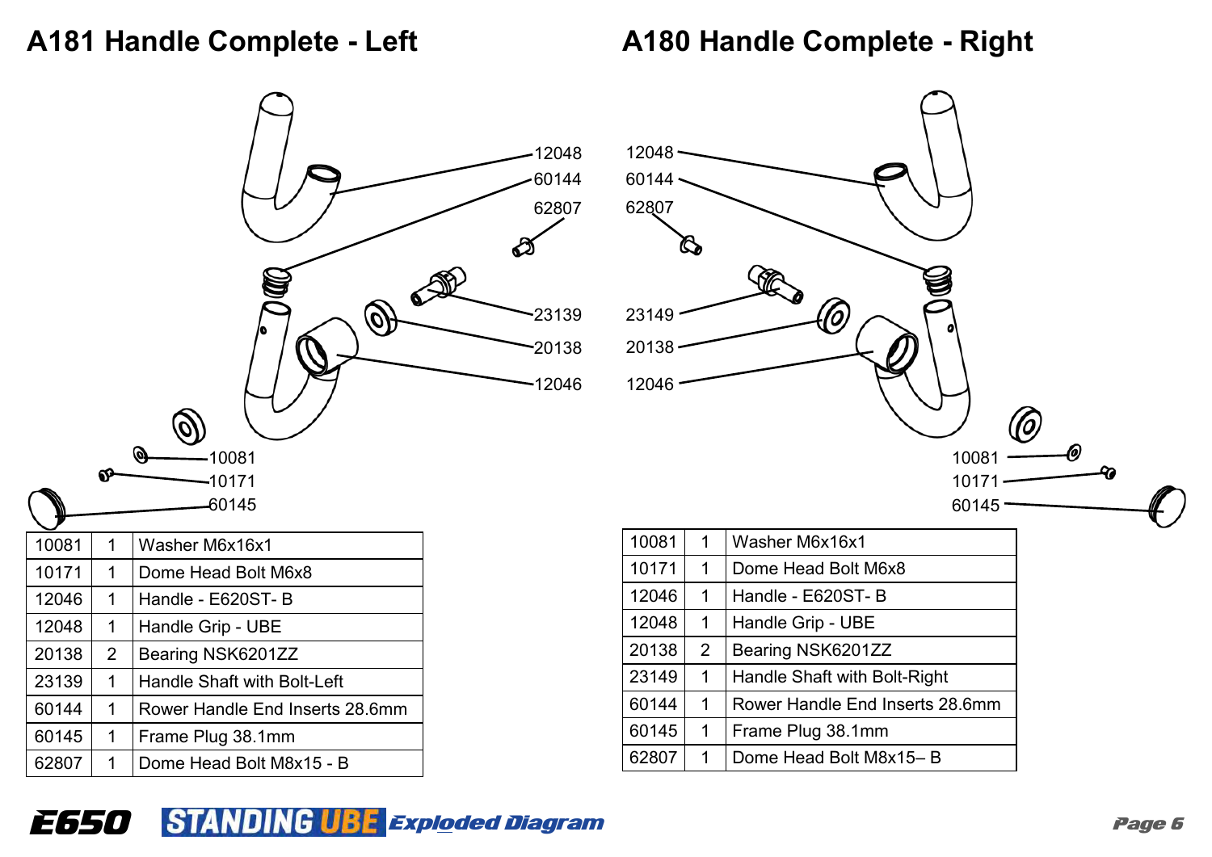## A181 Handle Complete - Left

12048
60144
62807
23139
20138
12046
10081
10171
60145

| | | |
|---|---|---|
| 10081 | 1 | Washer M6x16x1 |
| 10171 | 1 | Dome Head Bolt M6x8 |
| 12046 | 1 | Handle - E620ST- B |
| 12048 | 1 | Handle Grip - UBE |
| 20138 | 2 | Bearing NSK6201ZZ |
| 23139 | 1 | Handle Shaft with Bolt-Left |
| 60144 | 1 | Rower Handle End Inserts 28.6mm |
| 60145 | 1 | Frame Plug 38.1mm |
| 62807 | 1 | Dome Head Bolt M8x15 - B |

## A180 Handle Complete - Right

12048
60144
62807
23149
20138
12046
10081
10171
60145

| | | |
|---|---|---|
| 10081 | 1 | Washer M6x16x1 |
| 10171 | 1 | Dome Head Bolt M6x8 |
| 12046 | 1 | Handle - E620ST- B |
| 12048 | 1 | Handle Grip - UBE |
| 20138 | 2 | Bearing NSK6201ZZ |
| 23149 | 1 | Handle Shaft with Bolt-Right |
| 60144 | 1 | Rower Handle End Inserts 28.6mm |
| 60145 | 1 | Frame Plug 38.1mm |
| 62807 | 1 | Dome Head Bolt M8x15– B |

E650 STANDING UBE Exploded Diagram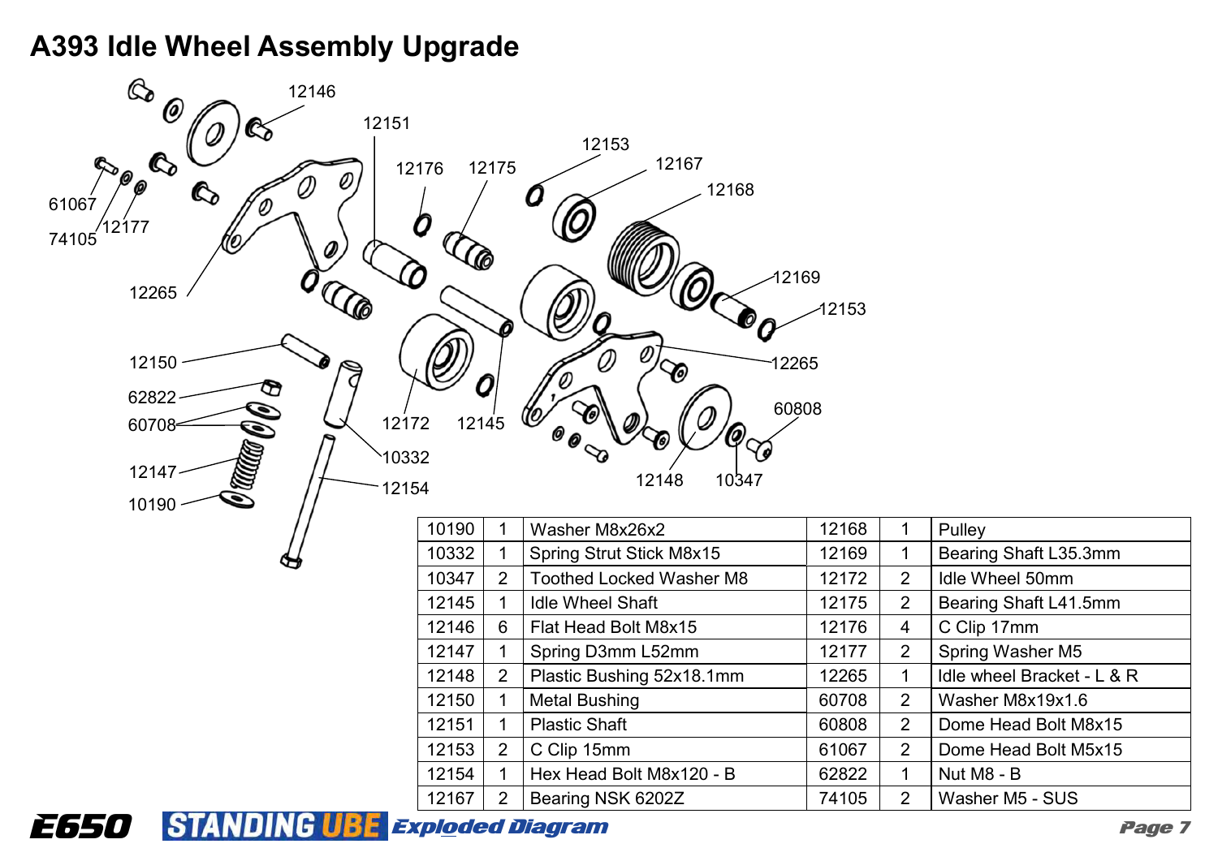# A393 Idle Wheel Assembly Upgrade

12146
12151
12176
12175
12153
12167
12168
61067
74105
12177
12265
12169
12153
12150
12265
62822
60708
60808
12147
10190
12172
12145
10332
12154
12148
10347

| | | | | | |
|---|---|---|---|---|---|
| 10190 | 1 | Washer M8x26x2 | 12168 | 1 | Pulley |
| 10332 | 1 | Spring Strut Stick M8x15 | 12169 | 1 | Bearing Shaft L35.3mm |
| 10347 | 2 | Toothed Locked Washer M8 | 12172 | 2 | Idle Wheel 50mm |
| 12145 | 1 | Idle Wheel Shaft | 12175 | 2 | Bearing Shaft L41.5mm |
| 12146 | 6 | Flat Head Bolt M8x15 | 12176 | 4 | C Clip 17mm |
| 12147 | 1 | Spring D3mm L52mm | 12177 | 2 | Spring Washer M5 |
| 12148 | 2 | Plastic Bushing 52x18.1mm | 12265 | 1 | Idle wheel Bracket - L & R |
| 12150 | 1 | Metal Bushing | 60708 | 2 | Washer M8x19x1.6 |
| 12151 | 1 | Plastic Shaft | 60808 | 2 | Dome Head Bolt M8x15 |
| 12153 | 2 | C Clip 15mm | 61067 | 2 | Dome Head Bolt M5x15 |
| 12154 | 1 | Hex Head Bolt M8x120 - B | 62822 | 1 | Nut M8 - B |
| 12167 | 2 | Bearing NSK 6202Z | 74105 | 2 | Washer M5 - SUS |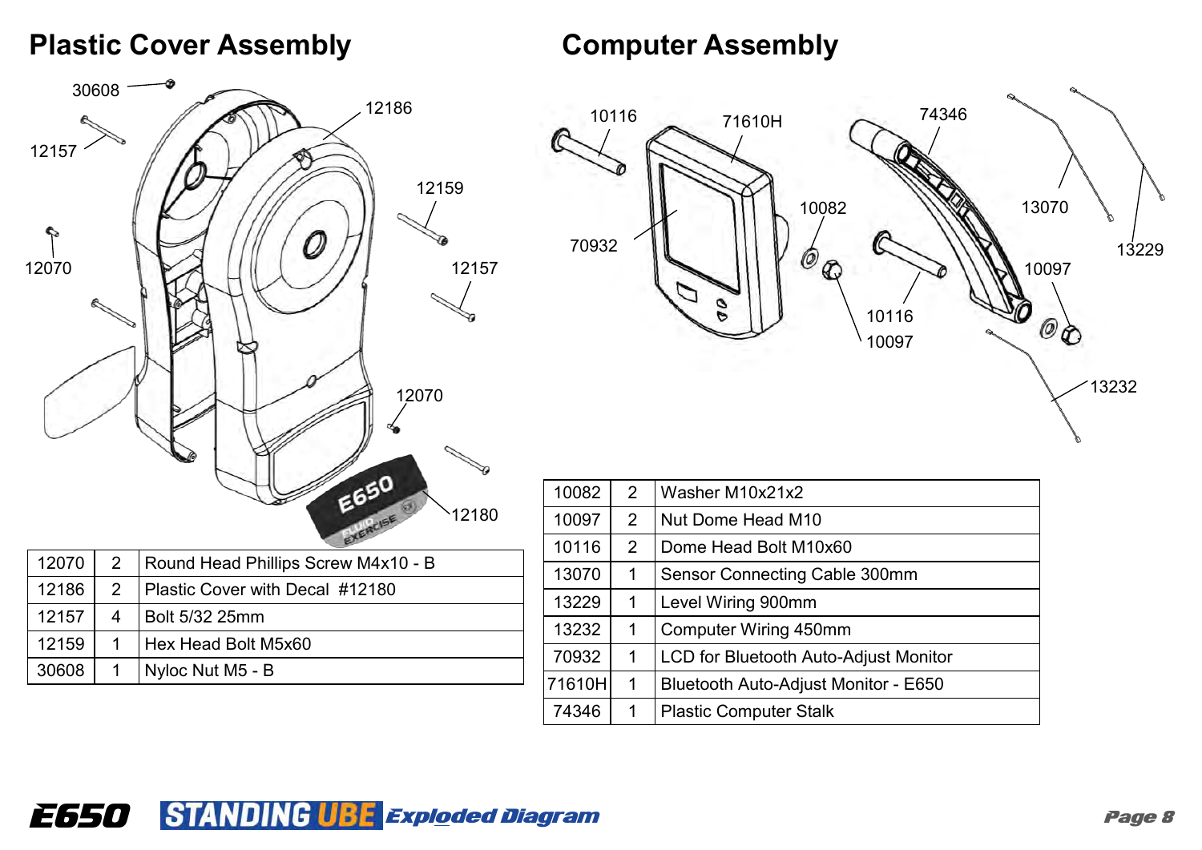## Plastic Cover Assembly

30608
12186
12157
12159
12070
12157
12070
12180

| | | |
|---|---|---|
| 12070 | 2 | Round Head Phillips Screw M4x10 - B |
| 12186 | 2 | Plastic Cover with Decal #12180 |
| 12157 | 4 | Bolt 5/32 25mm |
| 12159 | 1 | Hex Head Bolt M5x60 |
| 30608 | 1 | Nyloc Nut M5 - B |

## Computer Assembly

10116
71610H
74346
70932
10082
13070
13229
10097
10116
10097
13232

| | | |
|---|---|---|
| 10082 | 2 | Washer M10x21x2 |
| 10097 | 2 | Nut Dome Head M10 |
| 10116 | 2 | Dome Head Bolt M10x60 |
| 13070 | 1 | Sensor Connecting Cable 300mm |
| 13229 | 1 | Level Wiring 900mm |
| 13232 | 1 | Computer Wiring 450mm |
| 70932 | 1 | LCD for Bluetooth Auto-Adjust Monitor |
| 71610H | 1 | Bluetooth Auto-Adjust Monitor - E650 |
| 74346 | 1 | Plastic Computer Stalk |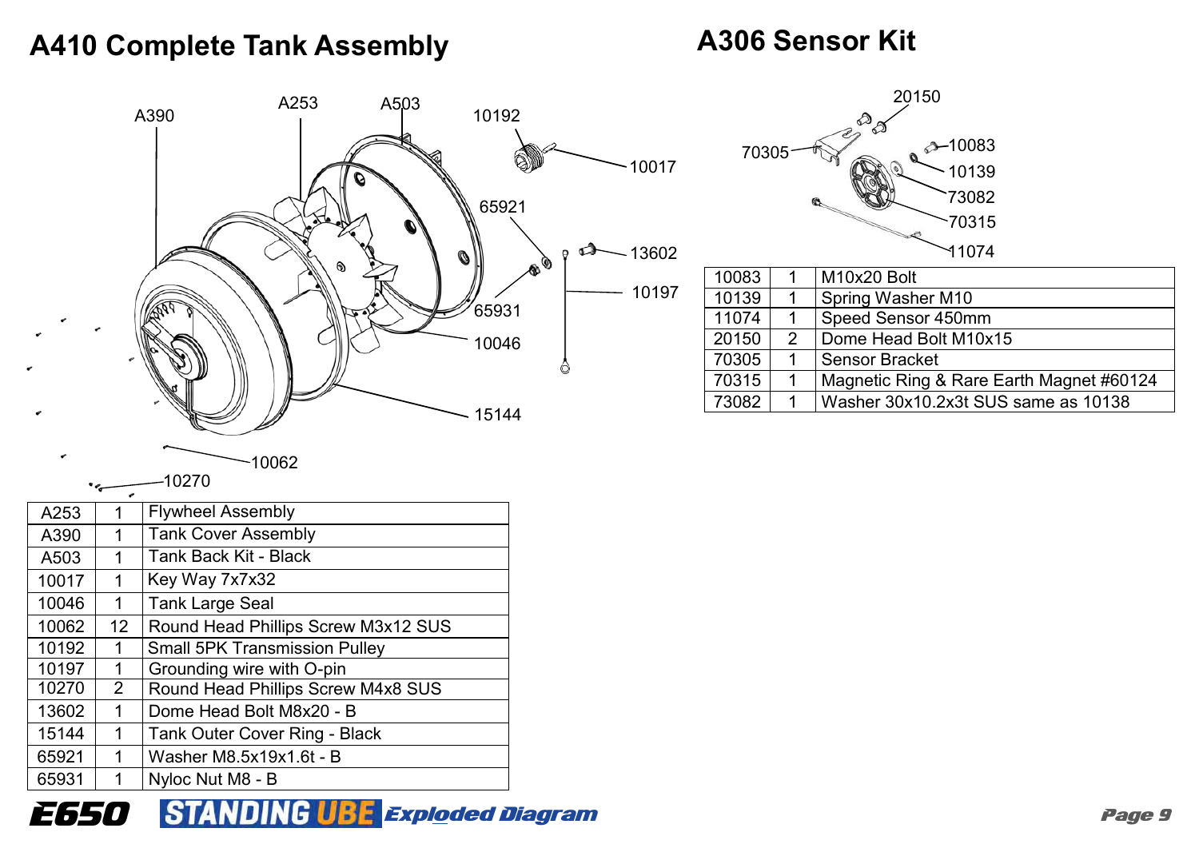# A410 Complete Tank Assembly

A390 A253 A503 10192 10017 65921 13602 10197 65931 10046 15144 10062 10270

| | | |
|---|---|---|
| A253 | 1 | Flywheel Assembly |
| A390 | 1 | Tank Cover Assembly |
| A503 | 1 | Tank Back Kit - Black |
| 10017 | 1 | Key Way 7x7x32 |
| 10046 | 1 | Tank Large Seal |
| 10062 | 12 | Round Head Phillips Screw M3x12 SUS |
| 10192 | 1 | Small 5PK Transmission Pulley |
| 10197 | 1 | Grounding wire with O-pin |
| 10270 | 2 | Round Head Phillips Screw M4x8 SUS |
| 13602 | 1 | Dome Head Bolt M8x20 - B |
| 15144 | 1 | Tank Outer Cover Ring - Black |
| 65921 | 1 | Washer M8.5x19x1.6t - B |
| 65931 | 1 | Nyloc Nut M8 - B |

# A306 Sensor Kit

20150 70305 10083 10139 73082 70315 11074

| | | |
|---|---|---|
| 10083 | 1 | M10x20 Bolt |
| 10139 | 1 | Spring Washer M10 |
| 11074 | 1 | Speed Sensor 450mm |
| 20150 | 2 | Dome Head Bolt M10x15 |
| 70305 | 1 | Sensor Bracket |
| 70315 | 1 | Magnetic Ring & Rare Earth Magnet #60124 |
| 73082 | 1 | Washer 30x10.2x3t SUS same as 10138 |

**E650 STANDING UBE** *Exploded Diagram*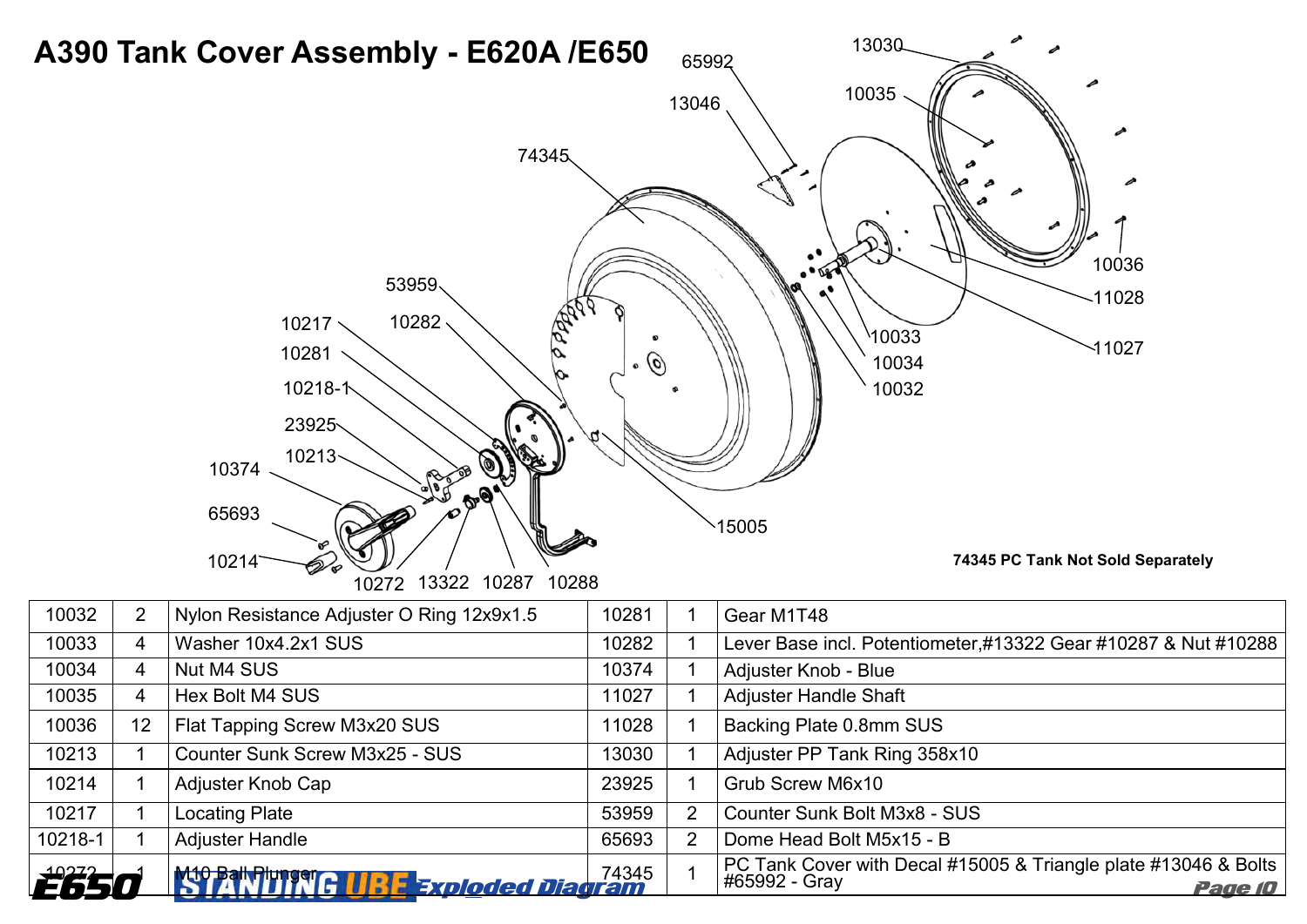# A390 Tank Cover Assembly - E620A /E650

13030
65992
10035
13046
74345
10036
11028
53959
11027
10217
10282
10033
10281
10034
10032
10218-1
23925
10213
10374
65693
15005
10214
10272 13322 10287 10288

**74345 PC Tank Not Sold Separately**

| | | | | | |
|---|---|---|---|---|---|
| 10032 | 2 | Nylon Resistance Adjuster O Ring 12x9x1.5 | 10281 | 1 | Gear M1T48 |
| 10033 | 4 | Washer 10x4.2x1 SUS | 10282 | 1 | Lever Base incl. Potentiometer,#13322 Gear #10287 & Nut #10288 |
| 10034 | 4 | Nut M4 SUS | 10374 | 1 | Adjuster Knob - Blue |
| 10035 | 4 | Hex Bolt M4 SUS | 11027 | 1 | Adjuster Handle Shaft |
| 10036 | 12 | Flat Tapping Screw M3x20 SUS | 11028 | 1 | Backing Plate 0.8mm SUS |
| 10213 | 1 | Counter Sunk Screw M3x25 - SUS | 13030 | 1 | Adjuster PP Tank Ring 358x10 |
| 10214 | 1 | Adjuster Knob Cap | 23925 | 1 | Grub Screw M6x10 |
| 10217 | 1 | Locating Plate | 53959 | 2 | Counter Sunk Bolt M3x8 - SUS |
| 10218-1 | 1 | Adjuster Handle | 65693 | 2 | Dome Head Bolt M5x15 - B |
| 10272 | 1 | M10 Ball Plunger | 74345 | 1 | PC Tank Cover with Decal #15005 & Triangle plate #13046 & Bolts #65992 - Gray |

E650 STANDING UBE Exploded Diagram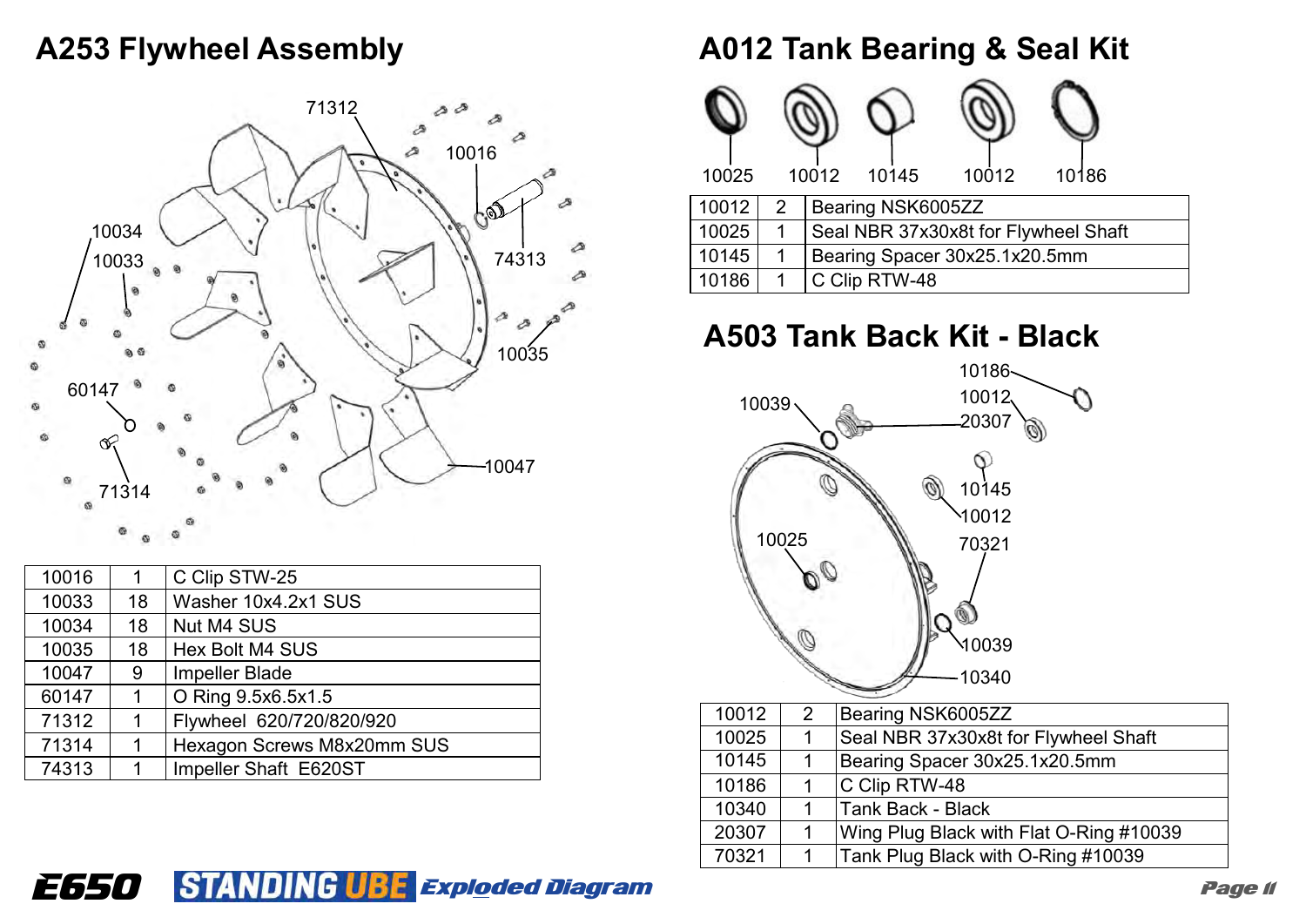## A253 Flywheel Assembly

71312
10016
10034
10033
74313
10035
60147
71314
10047

| | | |
|---|---|---|
| 10016 | 1 | C Clip STW-25 |
| 10033 | 18 | Washer 10x4.2x1 SUS |
| 10034 | 18 | Nut M4 SUS |
| 10035 | 18 | Hex Bolt M4 SUS |
| 10047 | 9 | Impeller Blade |
| 60147 | 1 | O Ring 9.5x6.5x1.5 |
| 71312 | 1 | Flywheel 620/720/820/920 |
| 71314 | 1 | Hexagon Screws M8x20mm SUS |
| 74313 | 1 | Impeller Shaft E620ST |

## A012 Tank Bearing & Seal Kit

10025
10012
10145
10012
10186

| | | |
|---|---|---|
| 10012 | 2 | Bearing NSK6005ZZ |
| 10025 | 1 | Seal NBR 37x30x8t for Flywheel Shaft |
| 10145 | 1 | Bearing Spacer 30x25.1x20.5mm |
| 10186 | 1 | C Clip RTW-48 |

## A503 Tank Back Kit - Black

10186
10039
10012
20307
10145
10012
10025
70321
10039
10340

| | | |
|---|---|---|
| 10012 | 2 | Bearing NSK6005ZZ |
| 10025 | 1 | Seal NBR 37x30x8t for Flywheel Shaft |
| 10145 | 1 | Bearing Spacer 30x25.1x20.5mm |
| 10186 | 1 | C Clip RTW-48 |
| 10340 | 1 | Tank Back - Black |
| 20307 | 1 | Wing Plug Black with Flat O-Ring #10039 |
| 70321 | 1 | Tank Plug Black with O-Ring #10039 |

**E650 STANDING UBE** *Exploded Diagram*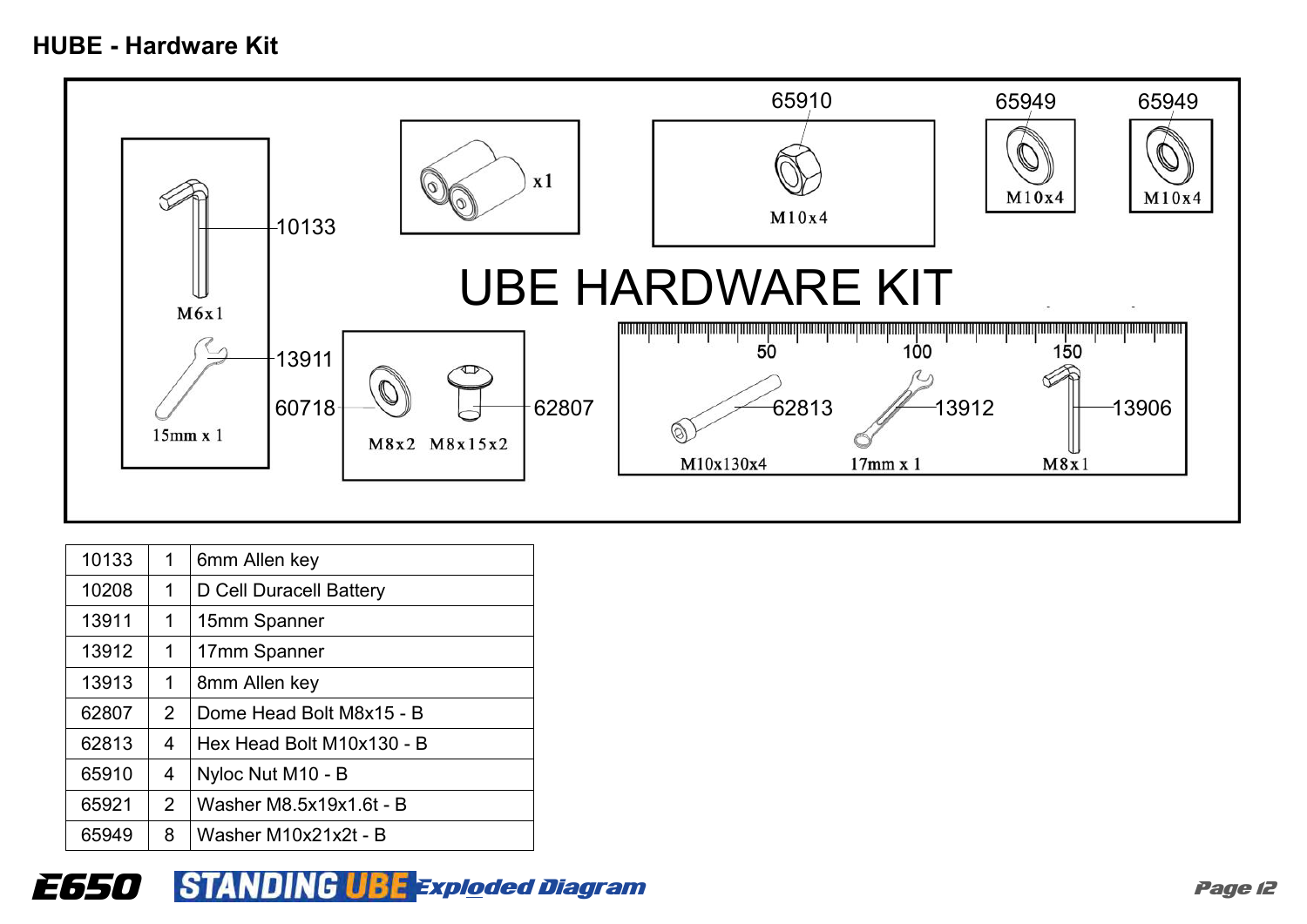## HUBE - Hardware Kit

10133
M6x1
13911
15mm x 1
x1
65910
M10x4
65949
M10x4
65949
M10x4
UBE HARDWARE KIT
60718
62807
M8x2 M8x15x2
50
100
150
62813
13912
13906
M10x130x4
17mm x 1
M8x1

| | | |
|---|---|---|
| 10133 | 1 | 6mm Allen key |
| 10208 | 1 | D Cell Duracell Battery |
| 13911 | 1 | 15mm Spanner |
| 13912 | 1 | 17mm Spanner |
| 13913 | 1 | 8mm Allen key |
| 62807 | 2 | Dome Head Bolt M8x15 - B |
| 62813 | 4 | Hex Head Bolt M10x130 - B |
| 65910 | 4 | Nyloc Nut M10 - B |
| 65921 | 2 | Washer M8.5x19x1.6t - B |
| 65949 | 8 | Washer M10x21x2t - B |